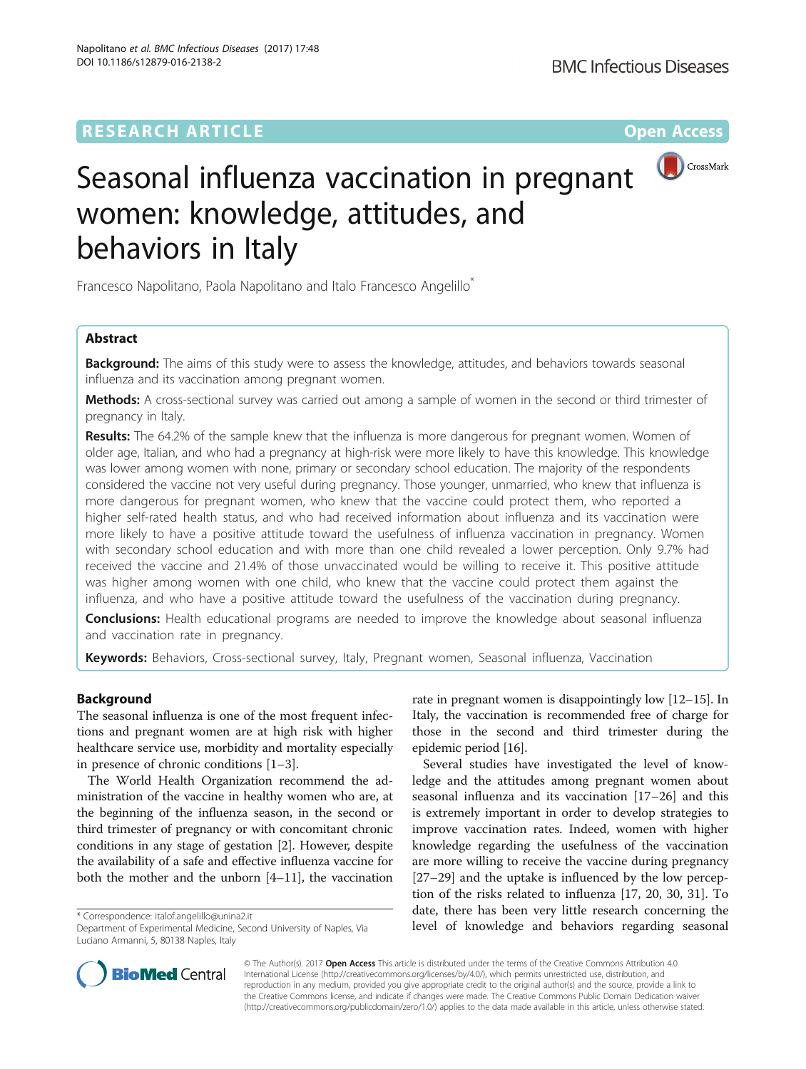RESEARCH ARTICLE

Open Access

# Seasonal influenza vaccination in pregnant women: knowledge, attitudes, and behaviors in Italy

Francesco Napolitano, Paola Napolitano and Italo Francesco Angelillo*

## Abstract

**Background:** The aims of this study were to assess the knowledge, attitudes, and behaviors towards seasonal influenza and its vaccination among pregnant women.

**Methods:** A cross-sectional survey was carried out among a sample of women in the second or third trimester of pregnancy in Italy.

**Results:** The 64.2% of the sample knew that the influenza is more dangerous for pregnant women. Women of older age, Italian, and who had a pregnancy at high-risk were more likely to have this knowledge. This knowledge was lower among women with none, primary or secondary school education. The majority of the respondents considered the vaccine not very useful during pregnancy. Those younger, unmarried, who knew that influenza is more dangerous for pregnant women, who knew that the vaccine could protect them, who reported a higher self-rated health status, and who had received information about influenza and its vaccination were more likely to have a positive attitude toward the usefulness of influenza vaccination in pregnancy. Women with secondary school education and with more than one child revealed a lower perception. Only 9.7% had received the vaccine and 21.4% of those unvaccinated would be willing to receive it. This positive attitude was higher among women with one child, who knew that the vaccine could protect them against the influenza, and who have a positive attitude toward the usefulness of the vaccination during pregnancy.

**Conclusions:** Health educational programs are needed to improve the knowledge about seasonal influenza and vaccination rate in pregnancy.

**Keywords:** Behaviors, Cross-sectional survey, Italy, Pregnant women, Seasonal influenza, Vaccination

## Background

The seasonal influenza is one of the most frequent infections and pregnant women are at high risk with higher healthcare service use, morbidity and mortality especially in presence of chronic conditions [1–3].

The World Health Organization recommend the administration of the vaccine in healthy women who are, at the beginning of the influenza season, in the second or third trimester of pregnancy or with concomitant chronic conditions in any stage of gestation [2]. However, despite the availability of a safe and effective influenza vaccine for both the mother and the unborn [4–11], the vaccination rate in pregnant women is disappointingly low [12–15]. In Italy, the vaccination is recommended free of charge for those in the second and third trimester during the epidemic period [16].

Several studies have investigated the level of knowledge and the attitudes among pregnant women about seasonal influenza and its vaccination [17–26] and this is extremely important in order to develop strategies to improve vaccination rates. Indeed, women with higher knowledge regarding the usefulness of the vaccination are more willing to receive the vaccine during pregnancy [27–29] and the uptake is influenced by the low perception of the risks related to influenza [17, 20, 30, 31]. To date, there has been very little research concerning the level of knowledge and behaviors regarding seasonal

* Correspondence: italof.angelillo@unina2.it
Department of Experimental Medicine, Second University of Naples, Via Luciano Armanni, 5, 80138 Naples, Italy

© The Author(s). 2017 **Open Access** This article is distributed under the terms of the Creative Commons Attribution 4.0 International License (http://creativecommons.org/licenses/by/4.0/), which permits unrestricted use, distribution, and reproduction in any medium, provided you give appropriate credit to the original author(s) and the source, provide a link to the Creative Commons license, and indicate if changes were made. The Creative Commons Public Domain Dedication waiver (http://creativecommons.org/publicdomain/zero/1.0/) applies to the data made available in this article, unless otherwise stated.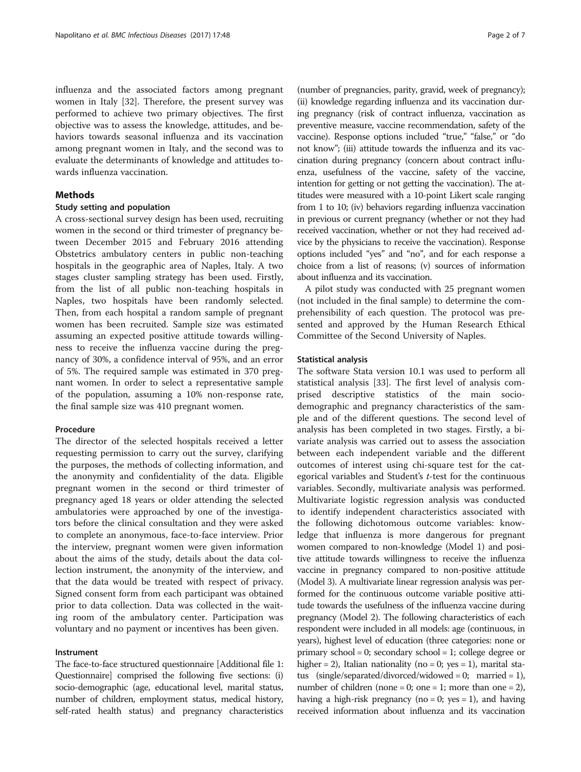influenza and the associated factors among pregnant women in Italy [32]. Therefore, the present survey was performed to achieve two primary objectives. The first objective was to assess the knowledge, attitudes, and behaviors towards seasonal influenza and its vaccination among pregnant women in Italy, and the second was to evaluate the determinants of knowledge and attitudes towards influenza vaccination.

## Methods

### Study setting and population

A cross-sectional survey design has been used, recruiting women in the second or third trimester of pregnancy between December 2015 and February 2016 attending Obstetrics ambulatory centers in public non-teaching hospitals in the geographic area of Naples, Italy. A two stages cluster sampling strategy has been used. Firstly, from the list of all public non-teaching hospitals in Naples, two hospitals have been randomly selected. Then, from each hospital a random sample of pregnant women has been recruited. Sample size was estimated assuming an expected positive attitude towards willingness to receive the influenza vaccine during the pregnancy of 30%, a confidence interval of 95%, and an error of 5%. The required sample was estimated in 370 pregnant women. In order to select a representative sample of the population, assuming a 10% non-response rate, the final sample size was 410 pregnant women.

### Procedure

The director of the selected hospitals received a letter requesting permission to carry out the survey, clarifying the purposes, the methods of collecting information, and the anonymity and confidentiality of the data. Eligible pregnant women in the second or third trimester of pregnancy aged 18 years or older attending the selected ambulatories were approached by one of the investigators before the clinical consultation and they were asked to complete an anonymous, face-to-face interview. Prior the interview, pregnant women were given information about the aims of the study, details about the data collection instrument, the anonymity of the interview, and that the data would be treated with respect of privacy. Signed consent form from each participant was obtained prior to data collection. Data was collected in the waiting room of the ambulatory center. Participation was voluntary and no payment or incentives has been given.

### Instrument

The face-to-face structured questionnaire [Additional file 1: Questionnaire] comprised the following five sections: (i) socio-demographic (age, educational level, marital status, number of children, employment status, medical history, self-rated health status) and pregnancy characteristics (number of pregnancies, parity, gravid, week of pregnancy); (ii) knowledge regarding influenza and its vaccination during pregnancy (risk of contract influenza, vaccination as preventive measure, vaccine recommendation, safety of the vaccine). Response options included "true," "false," or "do not know"; (iii) attitude towards the influenza and its vaccination during pregnancy (concern about contract influenza, usefulness of the vaccine, safety of the vaccine, intention for getting or not getting the vaccination). The attitudes were measured with a 10-point Likert scale ranging from 1 to 10; (iv) behaviors regarding influenza vaccination in previous or current pregnancy (whether or not they had received vaccination, whether or not they had received advice by the physicians to receive the vaccination). Response options included "yes" and "no", and for each response a choice from a list of reasons; (v) sources of information about influenza and its vaccination.

A pilot study was conducted with 25 pregnant women (not included in the final sample) to determine the comprehensibility of each question. The protocol was presented and approved by the Human Research Ethical Committee of the Second University of Naples.

### Statistical analysis

The software Stata version 10.1 was used to perform all statistical analysis [33]. The first level of analysis comprised descriptive statistics of the main socio-demographic and pregnancy characteristics of the sample and of the different questions. The second level of analysis has been completed in two stages. Firstly, a bivariate analysis was carried out to assess the association between each independent variable and the different outcomes of interest using chi-square test for the categorical variables and Student's *t*-test for the continuous variables. Secondly, multivariate analysis was performed. Multivariate logistic regression analysis was conducted to identify independent characteristics associated with the following dichotomous outcome variables: knowledge that influenza is more dangerous for pregnant women compared to non-knowledge (Model 1) and positive attitude towards willingness to receive the influenza vaccine in pregnancy compared to non-positive attitude (Model 3). A multivariate linear regression analysis was performed for the continuous outcome variable positive attitude towards the usefulness of the influenza vaccine during pregnancy (Model 2). The following characteristics of each respondent were included in all models: age (continuous, in years), highest level of education (three categories: none or primary school = 0; secondary school = 1; college degree or higher = 2), Italian nationality (no = 0; yes = 1), marital status (single/separated/divorced/widowed = 0; married = 1), number of children (none = 0; one = 1; more than one = 2), having a high-risk pregnancy (no = 0; yes = 1), and having received information about influenza and its vaccination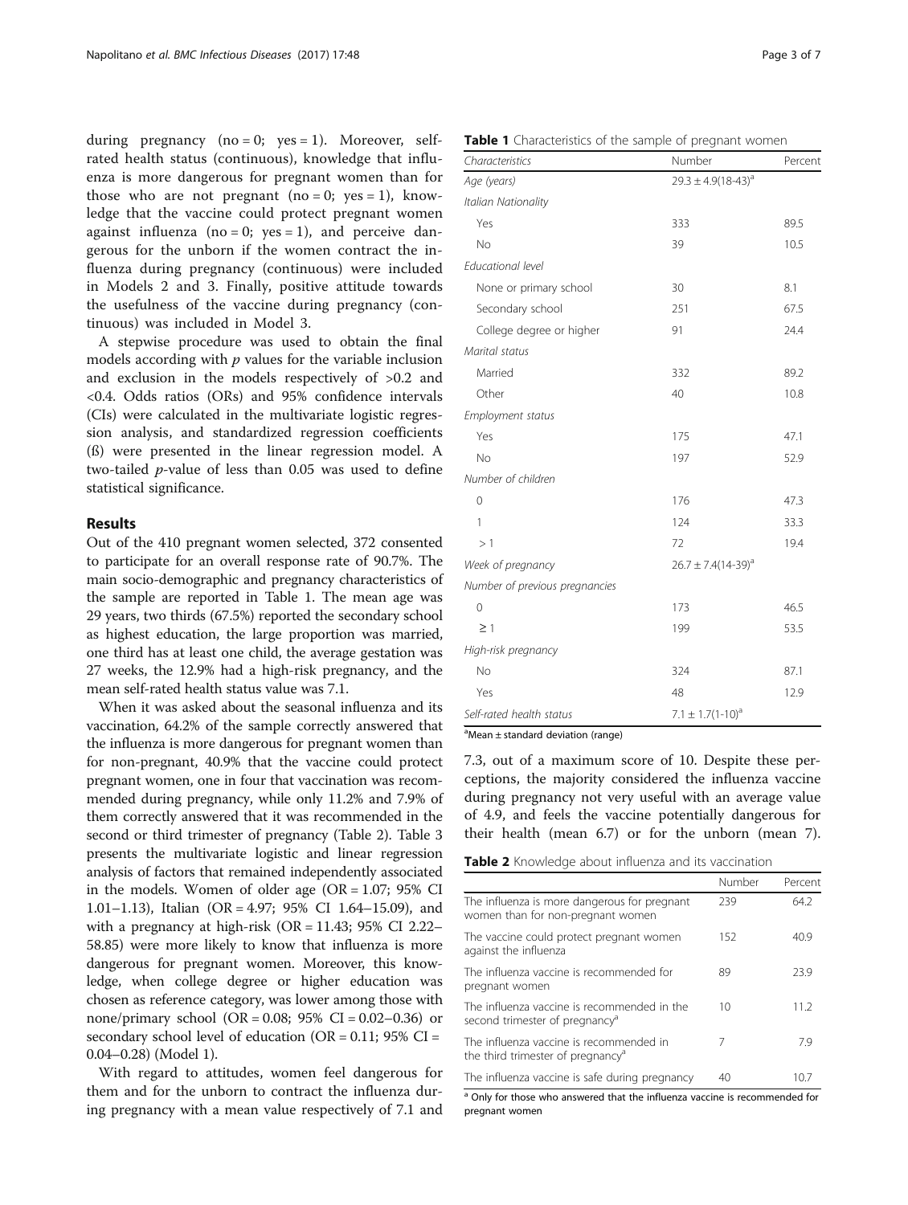during pregnancy (no = 0; yes = 1). Moreover, self-rated health status (continuous), knowledge that influenza is more dangerous for pregnant women than for those who are not pregnant (no = 0; yes = 1), knowledge that the vaccine could protect pregnant women against influenza (no = 0; yes = 1), and perceive dangerous for the unborn if the women contract the influenza during pregnancy (continuous) were included in Models 2 and 3. Finally, positive attitude towards the usefulness of the vaccine during pregnancy (continuous) was included in Model 3.

A stepwise procedure was used to obtain the final models according with *p* values for the variable inclusion and exclusion in the models respectively of >0.2 and <0.4. Odds ratios (ORs) and 95% confidence intervals (CIs) were calculated in the multivariate logistic regression analysis, and standardized regression coefficients (ß) were presented in the linear regression model. A two-tailed *p*-value of less than 0.05 was used to define statistical significance.

## Results

Out of the 410 pregnant women selected, 372 consented to participate for an overall response rate of 90.7%. The main socio-demographic and pregnancy characteristics of the sample are reported in Table 1. The mean age was 29 years, two thirds (67.5%) reported the secondary school as highest education, the large proportion was married, one third has at least one child, the average gestation was 27 weeks, the 12.9% had a high-risk pregnancy, and the mean self-rated health status value was 7.1.

When it was asked about the seasonal influenza and its vaccination, 64.2% of the sample correctly answered that the influenza is more dangerous for pregnant women than for non-pregnant, 40.9% that the vaccine could protect pregnant women, one in four that vaccination was recommended during pregnancy, while only 11.2% and 7.9% of them correctly answered that it was recommended in the second or third trimester of pregnancy (Table 2). Table 3 presents the multivariate logistic and linear regression analysis of factors that remained independently associated in the models. Women of older age (OR = 1.07; 95% CI 1.01–1.13), Italian (OR = 4.97; 95% CI 1.64–15.09), and with a pregnancy at high-risk (OR = 11.43; 95% CI 2.22–58.85) were more likely to know that influenza is more dangerous for pregnant women. Moreover, this knowledge, when college degree or higher education was chosen as reference category, was lower among those with none/primary school (OR = 0.08; 95% CI = 0.02–0.36) or secondary school level of education (OR = 0.11; 95% CI = 0.04–0.28) (Model 1).

With regard to attitudes, women feel dangerous for them and for the unborn to contract the influenza during pregnancy with a mean value respectively of 7.1 and 7.3, out of a maximum score of 10. Despite these perceptions, the majority considered the influenza vaccine during pregnancy not very useful with an average value of 4.9, and feels the vaccine potentially dangerous for their health (mean 6.7) or for the unborn (mean 7).

**Table 1** Characteristics of the sample of pregnant women

| *Characteristics* | Number | Percent |
|---|---|---|
| *Age (years)* | 29.3 ± 4.9(18-43)[a] | |
| *Italian Nationality* | | |
| Yes | 333 | 89.5 |
| No | 39 | 10.5 |
| *Educational level* | | |
| None or primary school | 30 | 8.1 |
| Secondary school | 251 | 67.5 |
| College degree or higher | 91 | 24.4 |
| *Marital status* | | |
| Married | 332 | 89.2 |
| Other | 40 | 10.8 |
| *Employment status* | | |
| Yes | 175 | 47.1 |
| No | 197 | 52.9 |
| *Number of children* | | |
| 0 | 176 | 47.3 |
| 1 | 124 | 33.3 |
| > 1 | 72 | 19.4 |
| *Week of pregnancy* | 26.7 ± 7.4(14-39)[a] | |
| *Number of previous pregnancies* | | |
| 0 | 173 | 46.5 |
| ≥ 1 | 199 | 53.5 |
| *High-risk pregnancy* | | |
| No | 324 | 87.1 |
| Yes | 48 | 12.9 |
| *Self-rated health status* | 7.1 ± 1.7(1-10)[a] | |

[a]Mean ± standard deviation (range)

**Table 2** Knowledge about influenza and its vaccination

| | Number | Percent |
|---|---|---|
| The influenza is more dangerous for pregnant women than for non-pregnant women | 239 | 64.2 |
| The vaccine could protect pregnant women against the influenza | 152 | 40.9 |
| The influenza vaccine is recommended for pregnant women | 89 | 23.9 |
| The influenza vaccine is recommended in the second trimester of pregnancy[a] | 10 | 11.2 |
| The influenza vaccine is recommended in the third trimester of pregnancy[a] | 7 | 7.9 |
| The influenza vaccine is safe during pregnancy | 40 | 10.7 |

[a] Only for those who answered that the influenza vaccine is recommended for pregnant women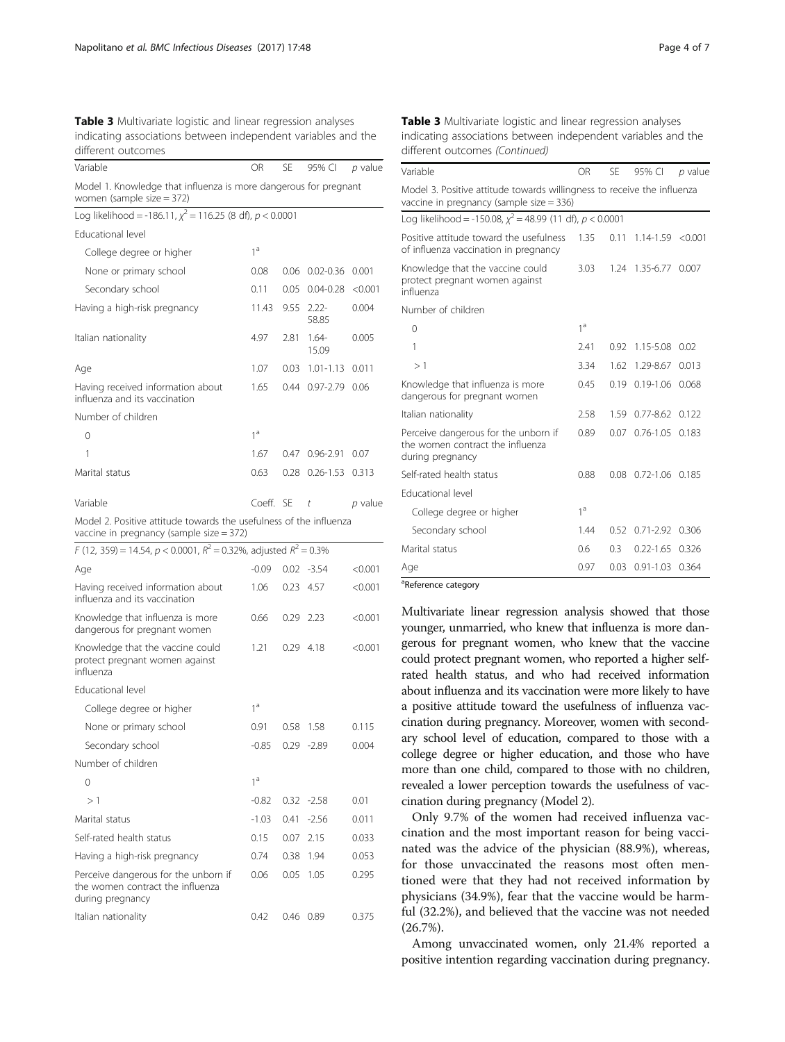**Table 3** Multivariate logistic and linear regression analyses indicating associations between independent variables and the different outcomes

| Variable | OR | SE | 95% CI | *p* value |
|---|---|---|---|---|
| Model 1. Knowledge that influenza is more dangerous for pregnant women (sample size = 372) | | | | |
| Log likelihood = -186.11, $\chi^2 = 116.25$ (8 df), $p < 0.0001$ | | | | |
| Educational level | | | | |
| College degree or higher | 1[a] | | | |
| None or primary school | 0.08 | 0.06 | 0.02-0.36 | 0.001 |
| Secondary school | 0.11 | 0.05 | 0.04-0.28 | <0.001 |
| Having a high-risk pregnancy | 11.43 | 9.55 | 2.22-58.85 | 0.004 |
| Italian nationality | 4.97 | 2.81 | 1.64-15.09 | 0.005 |
| Age | 1.07 | 0.03 | 1.01-1.13 | 0.011 |
| Having received information about influenza and its vaccination | 1.65 | 0.44 | 0.97-2.79 | 0.06 |
| Number of children | | | | |
| 0 | 1[a] | | | |
| 1 | 1.67 | 0.47 | 0.96-2.91 | 0.07 |
| Marital status | 0.63 | 0.28 | 0.26-1.53 | 0.313 |
| **Variable** | **Coeff.** | **SE** | ***t*** | ***p* value** |
| Model 2. Positive attitude towards the usefulness of the influenza vaccine in pregnancy (sample size = 372) | | | | |
| $F$ (12, 359) = 14.54, $p < 0.0001$, $R^2 = 0.32\%$, adjusted $R^2 = 0.3\%$ | | | | |
| Age | -0.09 | 0.02 | -3.54 | <0.001 |
| Having received information about influenza and its vaccination | 1.06 | 0.23 | 4.57 | <0.001 |
| Knowledge that influenza is more dangerous for pregnant women | 0.66 | 0.29 | 2.23 | <0.001 |
| Knowledge that the vaccine could protect pregnant women against influenza | 1.21 | 0.29 | 4.18 | <0.001 |
| Educational level | | | | |
| College degree or higher | 1[a] | | | |
| None or primary school | 0.91 | 0.58 | 1.58 | 0.115 |
| Secondary school | -0.85 | 0.29 | -2.89 | 0.004 |
| Number of children | | | | |
| 0 | 1[a] | | | |
| > 1 | -0.82 | 0.32 | -2.58 | 0.01 |
| Marital status | -1.03 | 0.41 | -2.56 | 0.011 |
| Self-rated health status | 0.15 | 0.07 | 2.15 | 0.033 |
| Having a high-risk pregnancy | 0.74 | 0.38 | 1.94 | 0.053 |
| Perceive dangerous for the unborn if the women contract the influenza during pregnancy | 0.06 | 0.05 | 1.05 | 0.295 |
| Italian nationality | 0.42 | 0.46 | 0.89 | 0.375 |

**Table 3** Multivariate logistic and linear regression analyses indicating associations between independent variables and the different outcomes *(Continued)*

| Variable | OR | SE | 95% CI | *p* value |
|---|---|---|---|---|
| Model 3. Positive attitude towards willingness to receive the influenza vaccine in pregnancy (sample size = 336) | | | | |
| Log likelihood = -150.08, $\chi^2 = 48.99$ (11 df), $p < 0.0001$ | | | | |
| Positive attitude toward the usefulness of influenza vaccination in pregnancy | 1.35 | 0.11 | 1.14-1.59 | <0.001 |
| Knowledge that the vaccine could protect pregnant women against influenza | 3.03 | 1.24 | 1.35-6.77 | 0.007 |
| Number of children | | | | |
| 0 | 1[a] | | | |
| 1 | 2.41 | 0.92 | 1.15-5.08 | 0.02 |
| > 1 | 3.34 | 1.62 | 1.29-8.67 | 0.013 |
| Knowledge that influenza is more dangerous for pregnant women | 0.45 | 0.19 | 0.19-1.06 | 0.068 |
| Italian nationality | 2.58 | 1.59 | 0.77-8.62 | 0.122 |
| Perceive dangerous for the unborn if the women contract the influenza during pregnancy | 0.89 | 0.07 | 0.76-1.05 | 0.183 |
| Self-rated health status | 0.88 | 0.08 | 0.72-1.06 | 0.185 |
| Educational level | | | | |
| College degree or higher | 1[a] | | | |
| Secondary school | 1.44 | 0.52 | 0.71-2.92 | 0.306 |
| Marital status | 0.6 | 0.3 | 0.22-1.65 | 0.326 |
| Age | 0.97 | 0.03 | 0.91-1.03 | 0.364 |

[a]Reference category

Multivariate linear regression analysis showed that those younger, unmarried, who knew that influenza is more dangerous for pregnant women, who knew that the vaccine could protect pregnant women, who reported a higher self-rated health status, and who had received information about influenza and its vaccination were more likely to have a positive attitude toward the usefulness of influenza vaccination during pregnancy. Moreover, women with secondary school level of education, compared to those with a college degree or higher education, and those who have more than one child, compared to those with no children, revealed a lower perception towards the usefulness of vaccination during pregnancy (Model 2).

Only 9.7% of the women had received influenza vaccination and the most important reason for being vaccinated was the advice of the physician (88.9%), whereas, for those unvaccinated the reasons most often mentioned were that they had not received information by physicians (34.9%), fear that the vaccine would be harmful (32.2%), and believed that the vaccine was not needed (26.7%).

Among unvaccinated women, only 21.4% reported a positive intention regarding vaccination during pregnancy.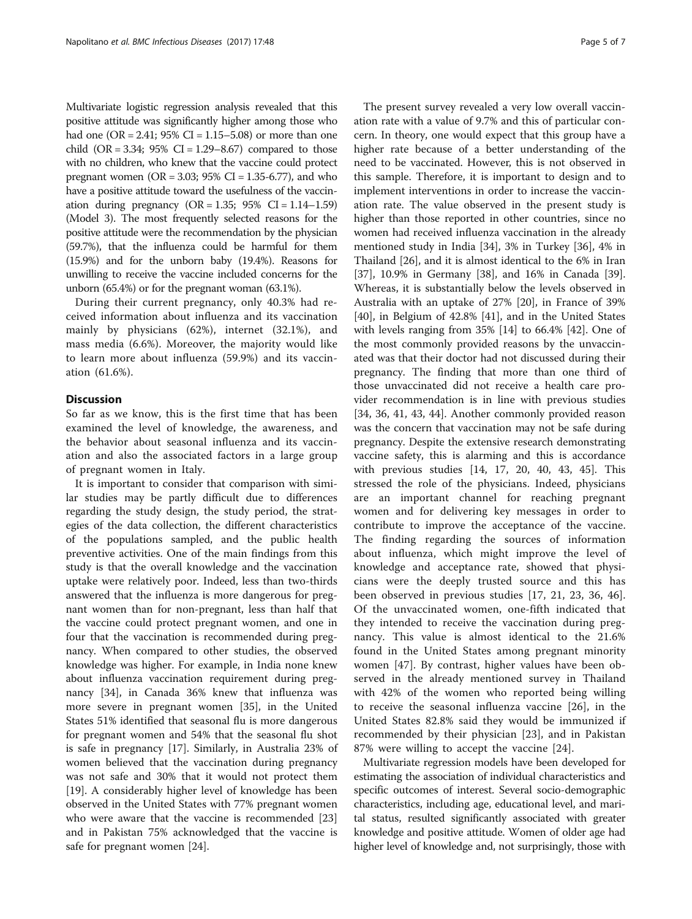Multivariate logistic regression analysis revealed that this positive attitude was significantly higher among those who had one (OR = 2.41; 95% CI = 1.15–5.08) or more than one child (OR = 3.34; 95% CI = 1.29–8.67) compared to those with no children, who knew that the vaccine could protect pregnant women (OR = 3.03; 95% CI = 1.35-6.77), and who have a positive attitude toward the usefulness of the vaccination during pregnancy (OR = 1.35; 95% CI = 1.14–1.59) (Model 3). The most frequently selected reasons for the positive attitude were the recommendation by the physician (59.7%), that the influenza could be harmful for them (15.9%) and for the unborn baby (19.4%). Reasons for unwilling to receive the vaccine included concerns for the unborn (65.4%) or for the pregnant woman (63.1%).

During their current pregnancy, only 40.3% had received information about influenza and its vaccination mainly by physicians (62%), internet (32.1%), and mass media (6.6%). Moreover, the majority would like to learn more about influenza (59.9%) and its vaccination (61.6%).

## Discussion

So far as we know, this is the first time that has been examined the level of knowledge, the awareness, and the behavior about seasonal influenza and its vaccination and also the associated factors in a large group of pregnant women in Italy.

It is important to consider that comparison with similar studies may be partly difficult due to differences regarding the study design, the study period, the strategies of the data collection, the different characteristics of the populations sampled, and the public health preventive activities. One of the main findings from this study is that the overall knowledge and the vaccination uptake were relatively poor. Indeed, less than two-thirds answered that the influenza is more dangerous for pregnant women than for non-pregnant, less than half that the vaccine could protect pregnant women, and one in four that the vaccination is recommended during pregnancy. When compared to other studies, the observed knowledge was higher. For example, in India none knew about influenza vaccination requirement during pregnancy [34], in Canada 36% knew that influenza was more severe in pregnant women [35], in the United States 51% identified that seasonal flu is more dangerous for pregnant women and 54% that the seasonal flu shot is safe in pregnancy [17]. Similarly, in Australia 23% of women believed that the vaccination during pregnancy was not safe and 30% that it would not protect them [19]. A considerably higher level of knowledge has been observed in the United States with 77% pregnant women who were aware that the vaccine is recommended [23] and in Pakistan 75% acknowledged that the vaccine is safe for pregnant women [24].

The present survey revealed a very low overall vaccination rate with a value of 9.7% and this of particular concern. In theory, one would expect that this group have a higher rate because of a better understanding of the need to be vaccinated. However, this is not observed in this sample. Therefore, it is important to design and to implement interventions in order to increase the vaccination rate. The value observed in the present study is higher than those reported in other countries, since no women had received influenza vaccination in the already mentioned study in India [34], 3% in Turkey [36], 4% in Thailand [26], and it is almost identical to the 6% in Iran [37], 10.9% in Germany [38], and 16% in Canada [39]. Whereas, it is substantially below the levels observed in Australia with an uptake of 27% [20], in France of 39% [40], in Belgium of 42.8% [41], and in the United States with levels ranging from 35% [14] to 66.4% [42]. One of the most commonly provided reasons by the unvaccinated was that their doctor had not discussed during their pregnancy. The finding that more than one third of those unvaccinated did not receive a health care provider recommendation is in line with previous studies [34, 36, 41, 43, 44]. Another commonly provided reason was the concern that vaccination may not be safe during pregnancy. Despite the extensive research demonstrating vaccine safety, this is alarming and this is accordance with previous studies [14, 17, 20, 40, 43, 45]. This stressed the role of the physicians. Indeed, physicians are an important channel for reaching pregnant women and for delivering key messages in order to contribute to improve the acceptance of the vaccine. The finding regarding the sources of information about influenza, which might improve the level of knowledge and acceptance rate, showed that physicians were the deeply trusted source and this has been observed in previous studies [17, 21, 23, 36, 46]. Of the unvaccinated women, one-fifth indicated that they intended to receive the vaccination during pregnancy. This value is almost identical to the 21.6% found in the United States among pregnant minority women [47]. By contrast, higher values have been observed in the already mentioned survey in Thailand with 42% of the women who reported being willing to receive the seasonal influenza vaccine [26], in the United States 82.8% said they would be immunized if recommended by their physician [23], and in Pakistan 87% were willing to accept the vaccine [24].

Multivariate regression models have been developed for estimating the association of individual characteristics and specific outcomes of interest. Several socio-demographic characteristics, including age, educational level, and marital status, resulted significantly associated with greater knowledge and positive attitude. Women of older age had higher level of knowledge and, not surprisingly, those with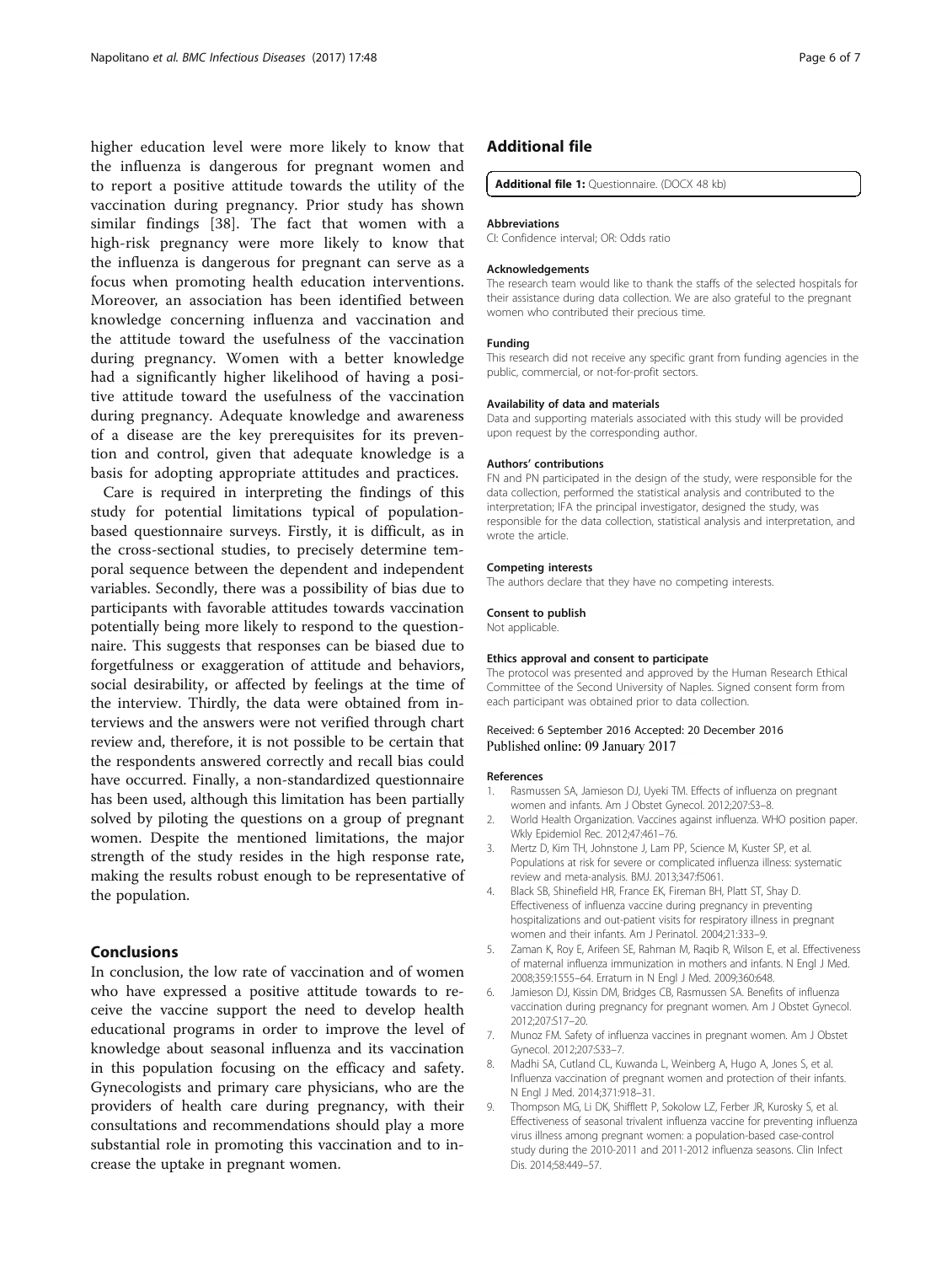higher education level were more likely to know that the influenza is dangerous for pregnant women and to report a positive attitude towards the utility of the vaccination during pregnancy. Prior study has shown similar findings [38]. The fact that women with a high-risk pregnancy were more likely to know that the influenza is dangerous for pregnant can serve as a focus when promoting health education interventions. Moreover, an association has been identified between knowledge concerning influenza and vaccination and the attitude toward the usefulness of the vaccination during pregnancy. Women with a better knowledge had a significantly higher likelihood of having a positive attitude toward the usefulness of the vaccination during pregnancy. Adequate knowledge and awareness of a disease are the key prerequisites for its prevention and control, given that adequate knowledge is a basis for adopting appropriate attitudes and practices.

Care is required in interpreting the findings of this study for potential limitations typical of population-based questionnaire surveys. Firstly, it is difficult, as in the cross-sectional studies, to precisely determine temporal sequence between the dependent and independent variables. Secondly, there was a possibility of bias due to participants with favorable attitudes towards vaccination potentially being more likely to respond to the questionnaire. This suggests that responses can be biased due to forgetfulness or exaggeration of attitude and behaviors, social desirability, or affected by feelings at the time of the interview. Thirdly, the data were obtained from interviews and the answers were not verified through chart review and, therefore, it is not possible to be certain that the respondents answered correctly and recall bias could have occurred. Finally, a non-standardized questionnaire has been used, although this limitation has been partially solved by piloting the questions on a group of pregnant women. Despite the mentioned limitations, the major strength of the study resides in the high response rate, making the results robust enough to be representative of the population.

## Conclusions

In conclusion, the low rate of vaccination and of women who have expressed a positive attitude towards to receive the vaccine support the need to develop health educational programs in order to improve the level of knowledge about seasonal influenza and its vaccination in this population focusing on the efficacy and safety. Gynecologists and primary care physicians, who are the providers of health care during pregnancy, with their consultations and recommendations should play a more substantial role in promoting this vaccination and to increase the uptake in pregnant women.

## Additional file

**Additional file 1:** Questionnaire. (DOCX 48 kb)

#### Abbreviations

CI: Confidence interval; OR: Odds ratio

#### Acknowledgements

The research team would like to thank the staffs of the selected hospitals for their assistance during data collection. We are also grateful to the pregnant women who contributed their precious time.

#### Funding

This research did not receive any specific grant from funding agencies in the public, commercial, or not-for-profit sectors.

#### Availability of data and materials

Data and supporting materials associated with this study will be provided upon request by the corresponding author.

#### Authors' contributions

FN and PN participated in the design of the study, were responsible for the data collection, performed the statistical analysis and contributed to the interpretation; IFA the principal investigator, designed the study, was responsible for the data collection, statistical analysis and interpretation, and wrote the article.

#### Competing interests

The authors declare that they have no competing interests.

#### Consent to publish

Not applicable.

#### Ethics approval and consent to participate

The protocol was presented and approved by the Human Research Ethical Committee of the Second University of Naples. Signed consent form from each participant was obtained prior to data collection.

Received: 6 September 2016 Accepted: 20 December 2016
Published online: 09 January 2017

#### References

1. Rasmussen SA, Jamieson DJ, Uyeki TM. Effects of influenza on pregnant women and infants. Am J Obstet Gynecol. 2012;207:S3–8.
2. World Health Organization. Vaccines against influenza. WHO position paper. Wkly Epidemiol Rec. 2012;47:461–76.
3. Mertz D, Kim TH, Johnstone J, Lam PP, Science M, Kuster SP, et al. Populations at risk for severe or complicated influenza illness: systematic review and meta-analysis. BMJ. 2013;347:f5061.
4. Black SB, Shinefield HR, France EK, Fireman BH, Platt ST, Shay D. Effectiveness of influenza vaccine during pregnancy in preventing hospitalizations and out-patient visits for respiratory illness in pregnant women and their infants. Am J Perinatol. 2004;21:333–9.
5. Zaman K, Roy E, Arifeen SE, Rahman M, Raqib R, Wilson E, et al. Effectiveness of maternal influenza immunization in mothers and infants. N Engl J Med. 2008;359:1555–64. Erratum in N Engl J Med. 2009;360:648.
6. Jamieson DJ, Kissin DM, Bridges CB, Rasmussen SA. Benefits of influenza vaccination during pregnancy for pregnant women. Am J Obstet Gynecol. 2012;207:S17–20.
7. Munoz FM. Safety of influenza vaccines in pregnant women. Am J Obstet Gynecol. 2012;207:S33–7.
8. Madhi SA, Cutland CL, Kuwanda L, Weinberg A, Hugo A, Jones S, et al. Influenza vaccination of pregnant women and protection of their infants. N Engl J Med. 2014;371:918–31.
9. Thompson MG, Li DK, Shifflett P, Sokolow LZ, Ferber JR, Kurosky S, et al. Effectiveness of seasonal trivalent influenza vaccine for preventing influenza virus illness among pregnant women: a population-based case-control study during the 2010-2011 and 2011-2012 influenza seasons. Clin Infect Dis. 2014;58:449–57.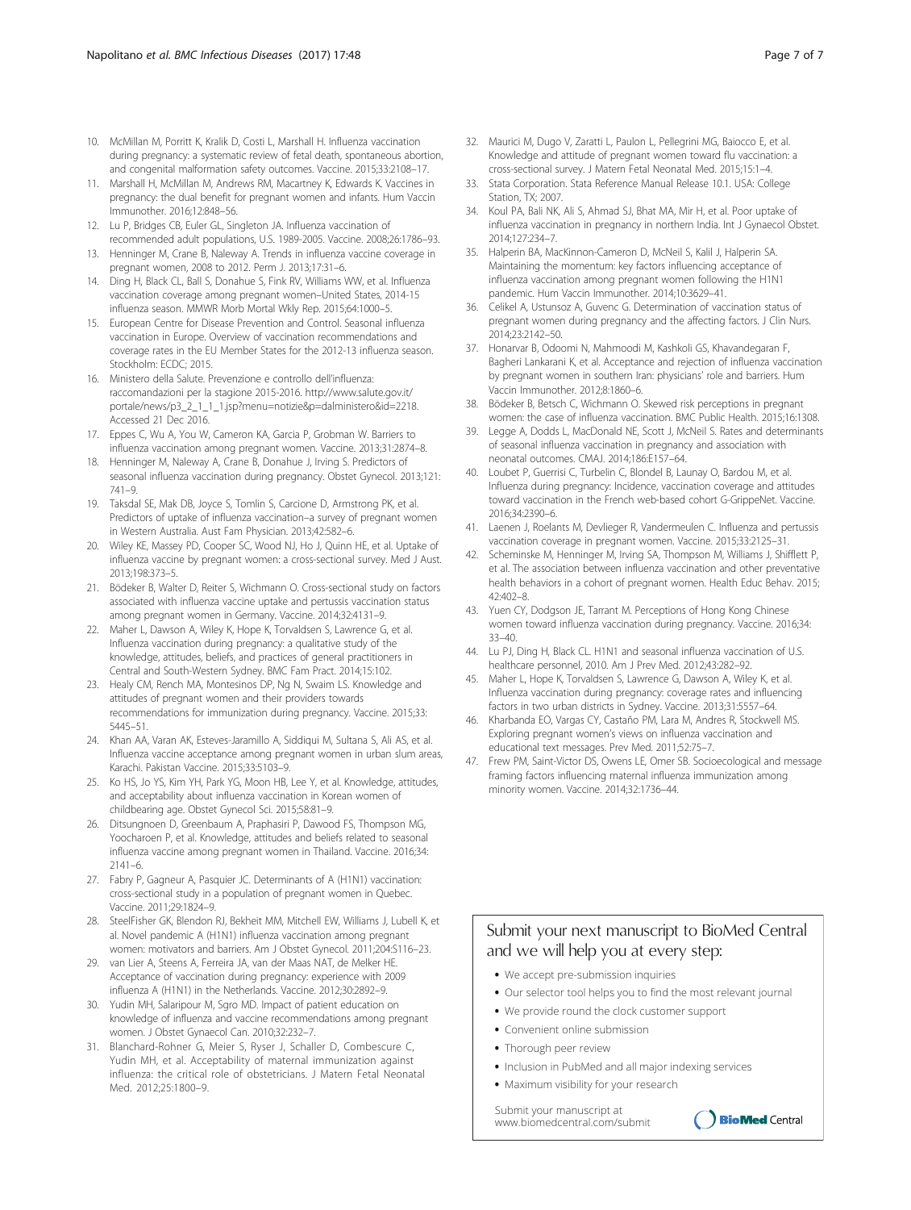10. McMillan M, Porritt K, Kralik D, Costi L, Marshall H. Influenza vaccination during pregnancy: a systematic review of fetal death, spontaneous abortion, and congenital malformation safety outcomes. Vaccine. 2015;33:2108–17.
11. Marshall H, McMillan M, Andrews RM, Macartney K, Edwards K. Vaccines in pregnancy: the dual benefit for pregnant women and infants. Hum Vaccin Immunother. 2016;12:848–56.
12. Lu P, Bridges CB, Euler GL, Singleton JA. Influenza vaccination of recommended adult populations, U.S. 1989-2005. Vaccine. 2008;26:1786–93.
13. Henninger M, Crane B, Naleway A. Trends in influenza vaccine coverage in pregnant women, 2008 to 2012. Perm J. 2013;17:31–6.
14. Ding H, Black CL, Ball S, Donahue S, Fink RV, Williams WW, et al. Influenza vaccination coverage among pregnant women–United States, 2014-15 influenza season. MMWR Morb Mortal Wkly Rep. 2015;64:1000–5.
15. European Centre for Disease Prevention and Control. Seasonal influenza vaccination in Europe. Overview of vaccination recommendations and coverage rates in the EU Member States for the 2012-13 influenza season. Stockholm: ECDC; 2015.
16. Ministero della Salute. Prevenzione e controllo dell'influenza: raccomandazioni per la stagione 2015-2016. http://www.salute.gov.it/portale/news/p3_2_1_1_1.jsp?menu=notizie&p=dalministero&id=2218. Accessed 21 Dec 2016.
17. Eppes C, Wu A, You W, Cameron KA, Garcia P, Grobman W. Barriers to influenza vaccination among pregnant women. Vaccine. 2013;31:2874–8.
18. Henninger M, Naleway A, Crane B, Donahue J, Irving S. Predictors of seasonal influenza vaccination during pregnancy. Obstet Gynecol. 2013;121:741–9.
19. Taksdal SE, Mak DB, Joyce S, Tomlin S, Carcione D, Armstrong PK, et al. Predictors of uptake of influenza vaccination–a survey of pregnant women in Western Australia. Aust Fam Physician. 2013;42:582–6.
20. Wiley KE, Massey PD, Cooper SC, Wood NJ, Ho J, Quinn HE, et al. Uptake of influenza vaccine by pregnant women: a cross-sectional survey. Med J Aust. 2013;198:373–5.
21. Bödeker B, Walter D, Reiter S, Wichmann O. Cross-sectional study on factors associated with influenza vaccine uptake and pertussis vaccination status among pregnant women in Germany. Vaccine. 2014;32:4131–9.
22. Maher L, Dawson A, Wiley K, Hope K, Torvaldsen S, Lawrence G, et al. Influenza vaccination during pregnancy: a qualitative study of the knowledge, attitudes, beliefs, and practices of general practitioners in Central and South-Western Sydney. BMC Fam Pract. 2014;15:102.
23. Healy CM, Rench MA, Montesinos DP, Ng N, Swaim LS. Knowledge and attitudes of pregnant women and their providers towards recommendations for immunization during pregnancy. Vaccine. 2015;33:5445–51.
24. Khan AA, Varan AK, Esteves-Jaramillo A, Siddiqui M, Sultana S, Ali AS, et al. Influenza vaccine acceptance among pregnant women in urban slum areas, Karachi. Pakistan Vaccine. 2015;33:5103–9.
25. Ko HS, Jo YS, Kim YH, Park YG, Moon HB, Lee Y, et al. Knowledge, attitudes, and acceptability about influenza vaccination in Korean women of childbearing age. Obstet Gynecol Sci. 2015;58:81–9.
26. Ditsungnoen D, Greenbaum A, Praphasiri P, Dawood FS, Thompson MG, Yoocharoen P, et al. Knowledge, attitudes and beliefs related to seasonal influenza vaccine among pregnant women in Thailand. Vaccine. 2016;34:2141–6.
27. Fabry P, Gagneur A, Pasquier JC. Determinants of A (H1N1) vaccination: cross-sectional study in a population of pregnant women in Quebec. Vaccine. 2011;29:1824–9.
28. SteelFisher GK, Blendon RJ, Bekheit MM, Mitchell EW, Williams J, Lubell K, et al. Novel pandemic A (H1N1) influenza vaccination among pregnant women: motivators and barriers. Am J Obstet Gynecol. 2011;204:S116–23.
29. van Lier A, Steens A, Ferreira JA, van der Maas NAT, de Melker HE. Acceptance of vaccination during pregnancy: experience with 2009 influenza A (H1N1) in the Netherlands. Vaccine. 2012;30:2892–9.
30. Yudin MH, Salaripour M, Sgro MD. Impact of patient education on knowledge of influenza and vaccine recommendations among pregnant women. J Obstet Gynaecol Can. 2010;32:232–7.
31. Blanchard-Rohner G, Meier S, Ryser J, Schaller D, Combescure C, Yudin MH, et al. Acceptability of maternal immunization against influenza: the critical role of obstetricians. J Matern Fetal Neonatal Med. 2012;25:1800–9.
32. Maurici M, Dugo V, Zaratti L, Paulon L, Pellegrini MG, Baiocco E, et al. Knowledge and attitude of pregnant women toward flu vaccination: a cross-sectional survey. J Matern Fetal Neonatal Med. 2015;15:1–4.
33. Stata Corporation. Stata Reference Manual Release 10.1. USA: College Station, TX; 2007.
34. Koul PA, Bali NK, Ali S, Ahmad SJ, Bhat MA, Mir H, et al. Poor uptake of influenza vaccination in pregnancy in northern India. Int J Gynaecol Obstet. 2014;127:234–7.
35. Halperin BA, MacKinnon-Cameron D, McNeil S, Kalil J, Halperin SA. Maintaining the momentum: key factors influencing acceptance of influenza vaccination among pregnant women following the H1N1 pandemic. Hum Vaccin Immunother. 2014;10:3629–41.
36. Celikel A, Ustunsoz A, Guvenc G. Determination of vaccination status of pregnant women during pregnancy and the affecting factors. J Clin Nurs. 2014;23:2142–50.
37. Honarvar B, Odoomi N, Mahmoodi M, Kashkoli GS, Khavandegaran F, Bagheri Lankarani K, et al. Acceptance and rejection of influenza vaccination by pregnant women in southern Iran: physicians' role and barriers. Hum Vaccin Immunother. 2012;8:1860–6.
38. Bödeker B, Betsch C, Wichmann O. Skewed risk perceptions in pregnant women: the case of influenza vaccination. BMC Public Health. 2015;16:1308.
39. Legge A, Dodds L, MacDonald NE, Scott J, McNeil S. Rates and determinants of seasonal influenza vaccination in pregnancy and association with neonatal outcomes. CMAJ. 2014;186:E157–64.
40. Loubet P, Guerrisi C, Turbelin C, Blondel B, Launay O, Bardou M, et al. Influenza during pregnancy: Incidence, vaccination coverage and attitudes toward vaccination in the French web-based cohort G-GrippeNet. Vaccine. 2016;34:2390–6.
41. Laenen J, Roelants M, Devlieger R, Vandermeulen C. Influenza and pertussis vaccination coverage in pregnant women. Vaccine. 2015;33:2125–31.
42. Scheminske M, Henninger M, Irving SA, Thompson M, Williams J, Shifflett P, et al. The association between influenza vaccination and other preventative health behaviors in a cohort of pregnant women. Health Educ Behav. 2015;42:402–8.
43. Yuen CY, Dodgson JE, Tarrant M. Perceptions of Hong Kong Chinese women toward influenza vaccination during pregnancy. Vaccine. 2016;34:33–40.
44. Lu PJ, Ding H, Black CL. H1N1 and seasonal influenza vaccination of U.S. healthcare personnel, 2010. Am J Prev Med. 2012;43:282–92.
45. Maher L, Hope K, Torvaldsen S, Lawrence G, Dawson A, Wiley K, et al. Influenza vaccination during pregnancy: coverage rates and influencing factors in two urban districts in Sydney. Vaccine. 2013;31:5557–64.
46. Kharbanda EO, Vargas CY, Castaño PM, Lara M, Andres R, Stockwell MS. Exploring pregnant women's views on influenza vaccination and educational text messages. Prev Med. 2011;52:75–7.
47. Frew PM, Saint-Victor DS, Owens LE, Omer SB. Socioecological and message framing factors influencing maternal influenza immunization among minority women. Vaccine. 2014;32:1736–44.

Submit your next manuscript to BioMed Central and we will help you at every step:

- We accept pre-submission inquiries
- Our selector tool helps you to find the most relevant journal
- We provide round the clock customer support
- Convenient online submission
- Thorough peer review
- Inclusion in PubMed and all major indexing services
- Maximum visibility for your research

Submit your manuscript at www.biomedcentral.com/submit

BioMed Central